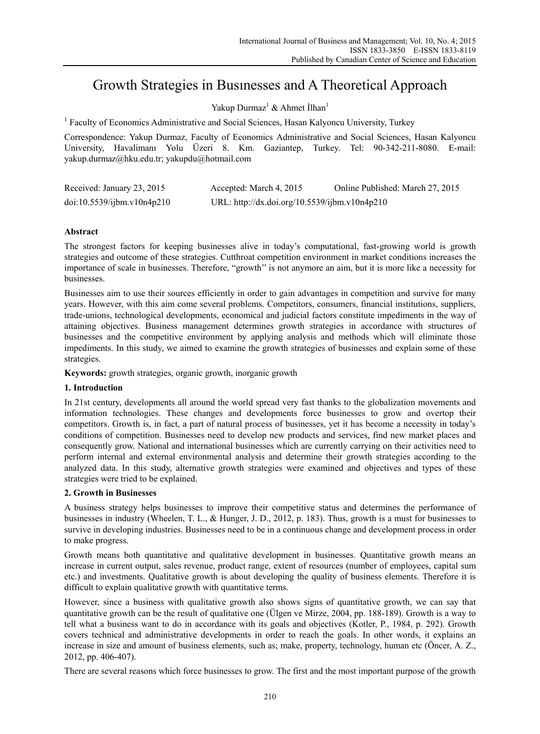# Growth Strategies in Busınesses and A Theoretical Approach

Yakup Durmaz[1] & Ahmet İlhan[1]

[1] Faculty of Economics Administrative and Social Sciences, Hasan Kalyoncu University, Turkey

Correspondence: Yakup Durmaz, Faculty of Economics Administrative and Social Sciences, Hasan Kalyoncu University, Havalimanı Yolu Üzeri 8. Km. Gaziantep, Turkey. Tel: 90-342-211-8080. E-mail: yakup.durmaz@hku.edu.tr; yakupdu@hotmail.com

| Received: January 23, 2015 | Accepted: March 4, 2015 | Online Published: March 27, 2015 |
| --- | --- | --- |
| doi:10.5539/ijbm.v10n4p210 | URL: http://dx.doi.org/10.5539/ijbm.v10n4p210 | |

**Abstract**

The strongest factors for keeping businesses alive in today's computational, fast-growing world is growth strategies and outcome of these strategies. Cutthroat competition environment in market conditions increases the importance of scale in businesses. Therefore, "growth" is not anymore an aim, but it is more like a necessity for businesses.

Businesses aim to use their sources efficiently in order to gain advantages in competition and survive for many years. However, with this aim come several problems. Competitors, consumers, financial institutions, suppliers, trade-unions, technological developments, economical and judicial factors constitute impediments in the way of attaining objectives. Business management determines growth strategies in accordance with structures of businesses and the competitive environment by applying analysis and methods which will eliminate those impediments. In this study, we aimed to examine the growth strategies of businesses and explain some of these strategies.

**Keywords:** growth strategies, organic growth, inorganic growth

## 1. Introduction

In 21st century, developments all around the world spread very fast thanks to the globalization movements and information technologies. These changes and developments force businesses to grow and overtop their competitors. Growth is, in fact, a part of natural process of businesses, yet it has become a necessity in today's conditions of competition. Businesses need to develop new products and services, find new market places and consequently grow. National and international businesses which are currently carrying on their activities need to perform internal and external environmental analysis and determine their growth strategies according to the analyzed data. In this study, alternative growth strategies were examined and objectives and types of these strategies were tried to be explained.

## 2. Growth in Businesses

A business strategy helps businesses to improve their competitive status and determines the performance of businesses in industry (Wheelen, T. L., & Hunger, J. D., 2012, p. 183). Thus, growth is a must for businesses to survive in developing industries. Businesses need to be in a continuous change and development process in order to make progress.

Growth means both quantitative and qualitative development in businesses. Quantitative growth means an increase in current output, sales revenue, product range, extent of resources (number of employees, capital sum etc.) and investments. Qualitative growth is about developing the quality of business elements. Therefore it is difficult to explain qualitative growth with quantitative terms.

However, since a business with qualitative growth also shows signs of quantitative growth, we can say that quantitative growth can be the result of qualitative one (Ülgen ve Mirze, 2004, pp. 188-189). Growth is a way to tell what a business want to do in accordance with its goals and objectives (Kotler, P., 1984, p. 292). Growth covers technical and administrative developments in order to reach the goals. In other words, it explains an increase in size and amount of business elements, such as; make, property, technology, human etc (Öncer, A. Z., 2012, pp. 406-407).

There are several reasons which force businesses to grow. The first and the most important purpose of the growth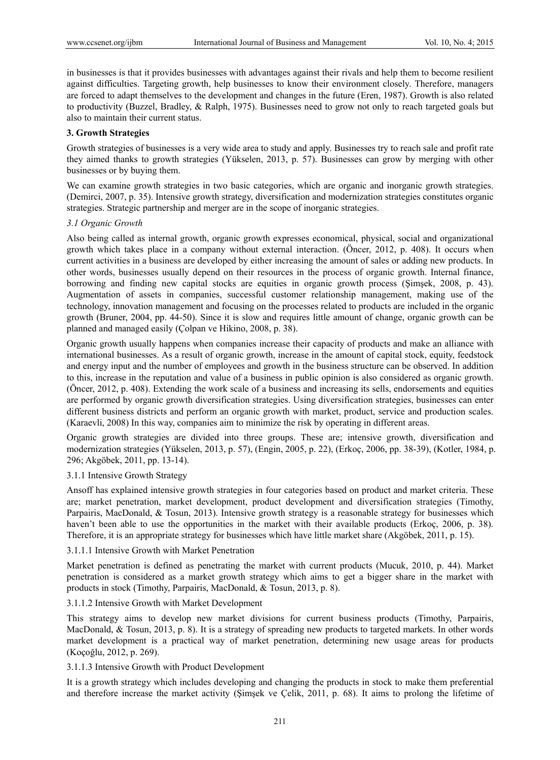in businesses is that it provides businesses with advantages against their rivals and help them to become resilient against difficulties. Targeting growth, help businesses to know their environment closely. Therefore, managers are forced to adapt themselves to the development and changes in the future (Eren, 1987). Growth is also related to productivity (Buzzel, Bradley, & Ralph, 1975). Businesses need to grow not only to reach targeted goals but also to maintain their current status.

## 3. Growth Strategies

Growth strategies of businesses is a very wide area to study and apply. Businesses try to reach sale and profit rate they aimed thanks to growth strategies (Yükselen, 2013, p. 57). Businesses can grow by merging with other businesses or by buying them.

We can examine growth strategies in two basic categories, which are organic and inorganic growth strategies. (Demirci, 2007, p. 35). Intensive growth strategy, diversification and modernization strategies constitutes organic strategies. Strategic partnership and merger are in the scope of inorganic strategies.

### *3.1 Organic Growth*

Also being called as internal growth, organic growth expresses economical, physical, social and organizational growth which takes place in a company without external interaction. (Öncer, 2012, p. 408). It occurs when current activities in a business are developed by either increasing the amount of sales or adding new products. In other words, businesses usually depend on their resources in the process of organic growth. Internal finance, borrowing and finding new capital stocks are equities in organic growth process (Şimşek, 2008, p. 43). Augmentation of assets in companies, successful customer relationship management, making use of the technology, innovation management and focusing on the processes related to products are included in the organic growth (Bruner, 2004, pp. 44-50). Since it is slow and requires little amount of change, organic growth can be planned and managed easily (Çolpan ve Hikino, 2008, p. 38).

Organic growth usually happens when companies increase their capacity of products and make an alliance with international businesses. As a result of organic growth, increase in the amount of capital stock, equity, feedstock and energy input and the number of employees and growth in the business structure can be observed. In addition to this, increase in the reputation and value of a business in public opinion is also considered as organic growth. (Öncer, 2012, p. 408). Extending the work scale of a business and increasing its sells, endorsements and equities are performed by organic growth diversification strategies. Using diversification strategies, businesses can enter different business districts and perform an organic growth with market, product, service and production scales. (Karaevli, 2008) In this way, companies aim to minimize the risk by operating in different areas.

Organic growth strategies are divided into three groups. These are; intensive growth, diversification and modernization strategies (Yükselen, 2013, p. 57), (Engin, 2005, p. 22), (Erkoç, 2006, pp. 38-39), (Kotler, 1984, p. 296; Akgöbek, 2011, pp. 13-14).

#### 3.1.1 Intensive Growth Strategy

Ansoff has explained intensive growth strategies in four categories based on product and market criteria. These are; market penetration, market development, product development and diversification strategies (Timothy, Parpairis, MacDonald, & Tosun, 2013). Intensive growth strategy is a reasonable strategy for businesses which haven't been able to use the opportunities in the market with their available products (Erkoç, 2006, p. 38). Therefore, it is an appropriate strategy for businesses which have little market share (Akgöbek, 2011, p. 15).

##### 3.1.1.1 Intensive Growth with Market Penetration

Market penetration is defined as penetrating the market with current products (Mucuk, 2010, p. 44). Market penetration is considered as a market growth strategy which aims to get a bigger share in the market with products in stock (Timothy, Parpairis, MacDonald, & Tosun, 2013, p. 8).

##### 3.1.1.2 Intensive Growth with Market Development

This strategy aims to develop new market divisions for current business products (Timothy, Parpairis, MacDonald, & Tosun, 2013, p. 8). It is a strategy of spreading new products to targeted markets. In other words market development is a practical way of market penetration, determining new usage areas for products (Koçoğlu, 2012, p. 269).

##### 3.1.1.3 Intensive Growth with Product Development

It is a growth strategy which includes developing and changing the products in stock to make them preferential and therefore increase the market activity (Şimşek ve Çelik, 2011, p. 68). It aims to prolong the lifetime of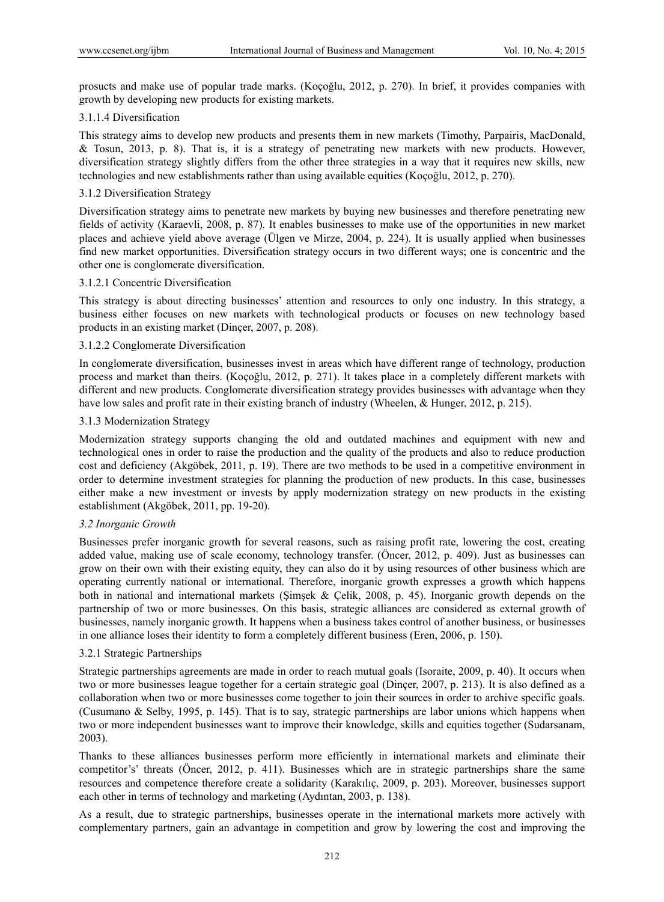prosucts and make use of popular trade marks. (Koçoğlu, 2012, p. 270). In brief, it provides companies with growth by developing new products for existing markets.

#### 3.1.1.4 Diversification

This strategy aims to develop new products and presents them in new markets (Timothy, Parpairis, MacDonald, & Tosun, 2013, p. 8). That is, it is a strategy of penetrating new markets with new products. However, diversification strategy slightly differs from the other three strategies in a way that it requires new skills, new technologies and new establishments rather than using available equities (Koçoğlu, 2012, p. 270).

### 3.1.2 Diversification Strategy

Diversification strategy aims to penetrate new markets by buying new businesses and therefore penetrating new fields of activity (Karaevli, 2008, p. 87). It enables businesses to make use of the opportunities in new market places and achieve yield above average (Ülgen ve Mirze, 2004, p. 224). It is usually applied when businesses find new market opportunities. Diversification strategy occurs in two different ways; one is concentric and the other one is conglomerate diversification.

#### 3.1.2.1 Concentric Diversification

This strategy is about directing businesses' attention and resources to only one industry. In this strategy, a business either focuses on new markets with technological products or focuses on new technology based products in an existing market (Dinçer, 2007, p. 208).

#### 3.1.2.2 Conglomerate Diversification

In conglomerate diversification, businesses invest in areas which have different range of technology, production process and market than theirs. (Koçoğlu, 2012, p. 271). It takes place in a completely different markets with different and new products. Conglomerate diversification strategy provides businesses with advantage when they have low sales and profit rate in their existing branch of industry (Wheelen, & Hunger, 2012, p. 215).

### 3.1.3 Modernization Strategy

Modernization strategy supports changing the old and outdated machines and equipment with new and technological ones in order to raise the production and the quality of the products and also to reduce production cost and deficiency (Akgöbek, 2011, p. 19). There are two methods to be used in a competitive environment in order to determine investment strategies for planning the production of new products. In this case, businesses either make a new investment or invests by apply modernization strategy on new products in the existing establishment (Akgöbek, 2011, pp. 19-20).

## *3.2 Inorganic Growth*

Businesses prefer inorganic growth for several reasons, such as raising profit rate, lowering the cost, creating added value, making use of scale economy, technology transfer. (Öncer, 2012, p. 409). Just as businesses can grow on their own with their existing equity, they can also do it by using resources of other business which are operating currently national or international. Therefore, inorganic growth expresses a growth which happens both in national and international markets (Şimşek & Çelik, 2008, p. 45). Inorganic growth depends on the partnership of two or more businesses. On this basis, strategic alliances are considered as external growth of businesses, namely inorganic growth. It happens when a business takes control of another business, or businesses in one alliance loses their identity to form a completely different business (Eren, 2006, p. 150).

### 3.2.1 Strategic Partnerships

Strategic partnerships agreements are made in order to reach mutual goals (Isoraite, 2009, p. 40). It occurs when two or more businesses league together for a certain strategic goal (Dinçer, 2007, p. 213). It is also defined as a collaboration when two or more businesses come together to join their sources in order to archive specific goals. (Cusumano & Selby, 1995, p. 145). That is to say, strategic partnerships are labor unions which happens when two or more independent businesses want to improve their knowledge, skills and equities together (Sudarsanam, 2003).

Thanks to these alliances businesses perform more efficiently in international markets and eliminate their competitor's' threats (Öncer, 2012, p. 411). Businesses which are in strategic partnerships share the same resources and competence therefore create a solidarity (Karakılıç, 2009, p. 203). Moreover, businesses support each other in terms of technology and marketing (Aydıntan, 2003, p. 138).

As a result, due to strategic partnerships, businesses operate in the international markets more actively with complementary partners, gain an advantage in competition and grow by lowering the cost and improving the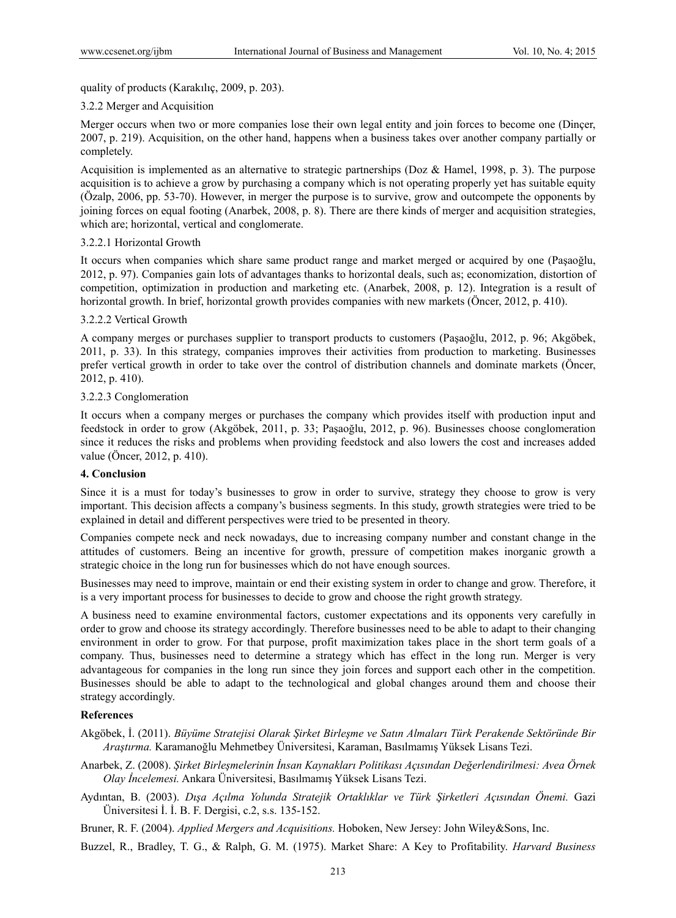quality of products (Karakılıç, 2009, p. 203).

### 3.2.2 Merger and Acquisition

Merger occurs when two or more companies lose their own legal entity and join forces to become one (Dinçer, 2007, p. 219). Acquisition, on the other hand, happens when a business takes over another company partially or completely.

Acquisition is implemented as an alternative to strategic partnerships (Doz & Hamel, 1998, p. 3). The purpose acquisition is to achieve a grow by purchasing a company which is not operating properly yet has suitable equity (Özalp, 2006, pp. 53-70). However, in merger the purpose is to survive, grow and outcompete the opponents by joining forces on equal footing (Anarbek, 2008, p. 8). There are there kinds of merger and acquisition strategies, which are; horizontal, vertical and conglomerate.

#### 3.2.2.1 Horizontal Growth

It occurs when companies which share same product range and market merged or acquired by one (Paşaoğlu, 2012, p. 97). Companies gain lots of advantages thanks to horizontal deals, such as; economization, distortion of competition, optimization in production and marketing etc. (Anarbek, 2008, p. 12). Integration is a result of horizontal growth. In brief, horizontal growth provides companies with new markets (Öncer, 2012, p. 410).

#### 3.2.2.2 Vertical Growth

A company merges or purchases supplier to transport products to customers (Paşaoğlu, 2012, p. 96; Akgöbek, 2011, p. 33). In this strategy, companies improves their activities from production to marketing. Businesses prefer vertical growth in order to take over the control of distribution channels and dominate markets (Öncer, 2012, p. 410).

#### 3.2.2.3 Conglomeration

It occurs when a company merges or purchases the company which provides itself with production input and feedstock in order to grow (Akgöbek, 2011, p. 33; Paşaoğlu, 2012, p. 96). Businesses choose conglomeration since it reduces the risks and problems when providing feedstock and also lowers the cost and increases added value (Öncer, 2012, p. 410).

## 4. Conclusion

Since it is a must for today's businesses to grow in order to survive, strategy they choose to grow is very important. This decision affects a company's business segments. In this study, growth strategies were tried to be explained in detail and different perspectives were tried to be presented in theory.

Companies compete neck and neck nowadays, due to increasing company number and constant change in the attitudes of customers. Being an incentive for growth, pressure of competition makes inorganic growth a strategic choice in the long run for businesses which do not have enough sources.

Businesses may need to improve, maintain or end their existing system in order to change and grow. Therefore, it is a very important process for businesses to decide to grow and choose the right growth strategy.

A business need to examine environmental factors, customer expectations and its opponents very carefully in order to grow and choose its strategy accordingly. Therefore businesses need to be able to adapt to their changing environment in order to grow. For that purpose, profit maximization takes place in the short term goals of a company. Thus, businesses need to determine a strategy which has effect in the long run. Merger is very advantageous for companies in the long run since they join forces and support each other in the competition. Businesses should be able to adapt to the technological and global changes around them and choose their strategy accordingly.

## References

Akgöbek, İ. (2011). *Büyüme Stratejisi Olarak Şirket Birleşme ve Satın Almaları Türk Perakende Sektöründe Bir Araştırma.* Karamanoğlu Mehmetbey Üniversitesi, Karaman, Basılmamış Yüksek Lisans Tezi.

Anarbek, Z. (2008). *Şirket Birleşmelerinin İnsan Kaynakları Politikası Açısından Değerlendirilmesi: Avea Örnek Olay İncelemesi.* Ankara Üniversitesi, Basılmamış Yüksek Lisans Tezi.

Aydıntan, B. (2003). *Dışa Açılma Yolunda Stratejik Ortaklıklar ve Türk Şirketleri Açısından Önemi.* Gazi Üniversitesi İ. İ. B. F. Dergisi, c.2, s.s. 135-152.

Bruner, R. F. (2004). *Applied Mergers and Acquisitions.* Hoboken, New Jersey: John Wiley&Sons, Inc.

Buzzel, R., Bradley, T. G., & Ralph, G. M. (1975). Market Share: A Key to Profitability. *Harvard Business*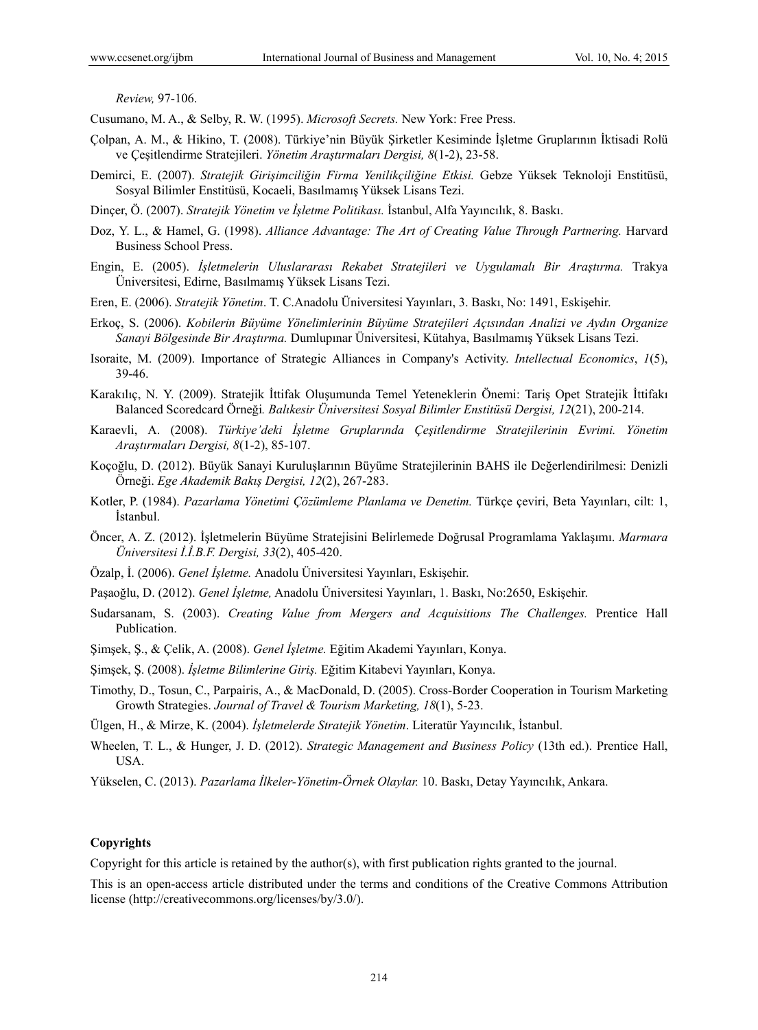*Review,* 97-106.

Cusumano, M. A., & Selby, R. W. (1995). *Microsoft Secrets.* New York: Free Press.

Çolpan, A. M., & Hikino, T. (2008). Türkiye'nin Büyük Şirketler Kesiminde İşletme Gruplarının İktisadi Rolü ve Çeşitlendirme Stratejileri. *Yönetim Araştırmaları Dergisi, 8*(1-2), 23-58.

Demirci, E. (2007). *Stratejik Girişimciliğin Firma Yenilikçiliğine Etkisi.* Gebze Yüksek Teknoloji Enstitüsü, Sosyal Bilimler Enstitüsü, Kocaeli, Basılmamış Yüksek Lisans Tezi.

Dinçer, Ö. (2007). *Stratejik Yönetim ve İşletme Politikası.* İstanbul, Alfa Yayıncılık, 8. Baskı.

Doz, Y. L., & Hamel, G. (1998). *Alliance Advantage: The Art of Creating Value Through Partnering.* Harvard Business School Press.

Engin, E. (2005). *İşletmelerin Uluslararası Rekabet Stratejileri ve Uygulamalı Bir Araştırma.* Trakya Üniversitesi, Edirne, Basılmamış Yüksek Lisans Tezi.

Eren, E. (2006). *Stratejik Yönetim*. T. C.Anadolu Üniversitesi Yayınları, 3. Baskı, No: 1491, Eskişehir.

Erkoç, S. (2006). *Kobilerin Büyüme Yönelimlerinin Büyüme Stratejileri Açısından Analizi ve Aydın Organize Sanayi Bölgesinde Bir Araştırma.* Dumlupınar Üniversitesi, Kütahya, Basılmamış Yüksek Lisans Tezi.

Isoraite, M. (2009). Importance of Strategic Alliances in Company's Activity. *Intellectual Economics*, *1*(5), 39-46.

Karakılıç, N. Y. (2009). Stratejik İttifak Oluşumunda Temel Yeteneklerin Önemi: Tariş Opet Stratejik İttifakı Balanced Scoredcard Örneği*. Balıkesir Üniversitesi Sosyal Bilimler Enstitüsü Dergisi, 12*(21), 200-214.

Karaevli, A. (2008). *Türkiye'deki İşletme Gruplarında Çeşitlendirme Stratejilerinin Evrimi. Yönetim Araştırmaları Dergisi, 8*(1-2), 85-107.

Koçoğlu, D. (2012). Büyük Sanayi Kuruluşlarının Büyüme Stratejilerinin BAHS ile Değerlendirilmesi: Denizli Örneği. *Ege Akademik Bakış Dergisi, 12*(2), 267-283.

Kotler, P. (1984). *Pazarlama Yönetimi Çözümleme Planlama ve Denetim.* Türkçe çeviri, Beta Yayınları, cilt: 1, İstanbul.

Öncer, A. Z. (2012). İşletmelerin Büyüme Stratejisini Belirlemede Doğrusal Programlama Yaklaşımı. *Marmara Üniversitesi İ.İ.B.F. Dergisi, 33*(2), 405-420.

Özalp, İ. (2006). *Genel İşletme.* Anadolu Üniversitesi Yayınları, Eskişehir.

Paşaoğlu, D. (2012). *Genel İşletme,* Anadolu Üniversitesi Yayınları, 1. Baskı, No:2650, Eskişehir.

Sudarsanam, S. (2003). *Creating Value from Mergers and Acquisitions The Challenges.* Prentice Hall Publication.

Şimşek, Ş., & Çelik, A. (2008). *Genel İşletme.* Eğitim Akademi Yayınları, Konya.

Şimşek, Ş. (2008). *İşletme Bilimlerine Giriş.* Eğitim Kitabevi Yayınları, Konya.

Timothy, D., Tosun, C., Parpairis, A., & MacDonald, D. (2005). Cross-Border Cooperation in Tourism Marketing Growth Strategies. *Journal of Travel & Tourism Marketing, 18*(1), 5-23.

Ülgen, H., & Mirze, K. (2004). *İşletmelerde Stratejik Yönetim*. Literatür Yayıncılık, İstanbul.

Wheelen, T. L., & Hunger, J. D. (2012). *Strategic Management and Business Policy* (13th ed.). Prentice Hall, USA.

Yükselen, C. (2013). *Pazarlama İlkeler-Yönetim-Örnek Olaylar.* 10. Baskı, Detay Yayıncılık, Ankara.

**Copyrights**

Copyright for this article is retained by the author(s), with first publication rights granted to the journal.

This is an open-access article distributed under the terms and conditions of the Creative Commons Attribution license (http://creativecommons.org/licenses/by/3.0/).